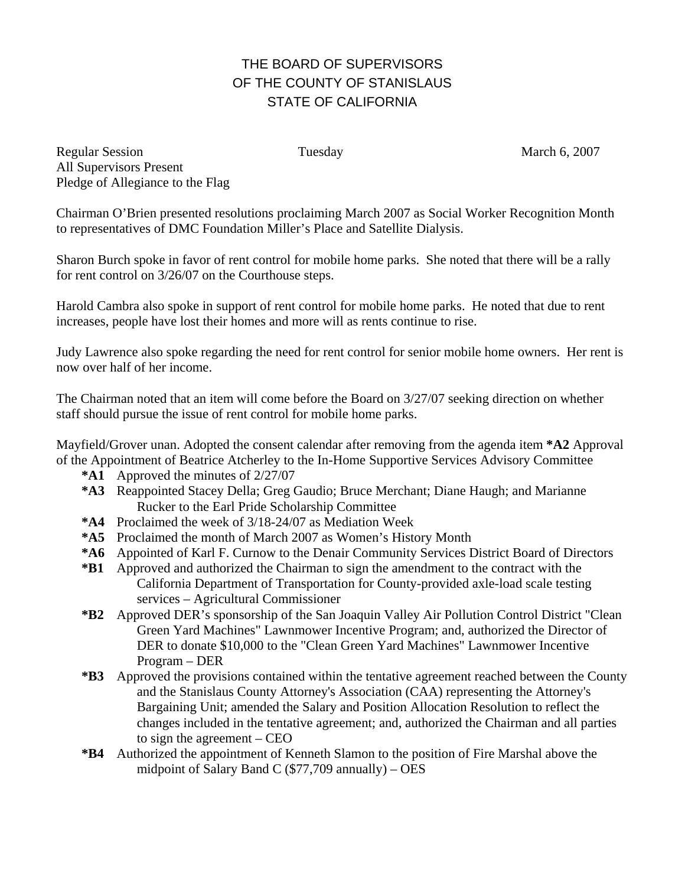# THE BOARD OF SUPERVISORS
# OF THE COUNTY OF STANISLAUS
# STATE OF CALIFORNIA

Regular Session Tuesday March 6, 2007
All Supervisors Present
Pledge of Allegiance to the Flag

Chairman O'Brien presented resolutions proclaiming March 2007 as Social Worker Recognition Month to representatives of DMC Foundation Miller's Place and Satellite Dialysis.

Sharon Burch spoke in favor of rent control for mobile home parks. She noted that there will be a rally for rent control on 3/26/07 on the Courthouse steps.

Harold Cambra also spoke in support of rent control for mobile home parks. He noted that due to rent increases, people have lost their homes and more will as rents continue to rise.

Judy Lawrence also spoke regarding the need for rent control for senior mobile home owners. Her rent is now over half of her income.

The Chairman noted that an item will come before the Board on 3/27/07 seeking direction on whether staff should pursue the issue of rent control for mobile home parks.

Mayfield/Grover unan. Adopted the consent calendar after removing from the agenda item **\*A2** Approval of the Appointment of Beatrice Atcherley to the In-Home Supportive Services Advisory Committee

- **\*A1** Approved the minutes of 2/27/07
- **\*A3** Reappointed Stacey Della; Greg Gaudio; Bruce Merchant; Diane Haugh; and Marianne Rucker to the Earl Pride Scholarship Committee
- **\*A4** Proclaimed the week of 3/18-24/07 as Mediation Week
- **\*A5** Proclaimed the month of March 2007 as Women's History Month
- **\*A6** Appointed of Karl F. Curnow to the Denair Community Services District Board of Directors
- **\*B1** Approved and authorized the Chairman to sign the amendment to the contract with the California Department of Transportation for County-provided axle-load scale testing services – Agricultural Commissioner
- **\*B2** Approved DER's sponsorship of the San Joaquin Valley Air Pollution Control District "Clean Green Yard Machines" Lawnmower Incentive Program; and, authorized the Director of DER to donate $10,000 to the "Clean Green Yard Machines" Lawnmower Incentive Program – DER
- **\*B3** Approved the provisions contained within the tentative agreement reached between the County and the Stanislaus County Attorney's Association (CAA) representing the Attorney's Bargaining Unit; amended the Salary and Position Allocation Resolution to reflect the changes included in the tentative agreement; and, authorized the Chairman and all parties to sign the agreement – CEO
- **\*B4** Authorized the appointment of Kenneth Slamon to the position of Fire Marshal above the midpoint of Salary Band C ($77,709 annually) – OES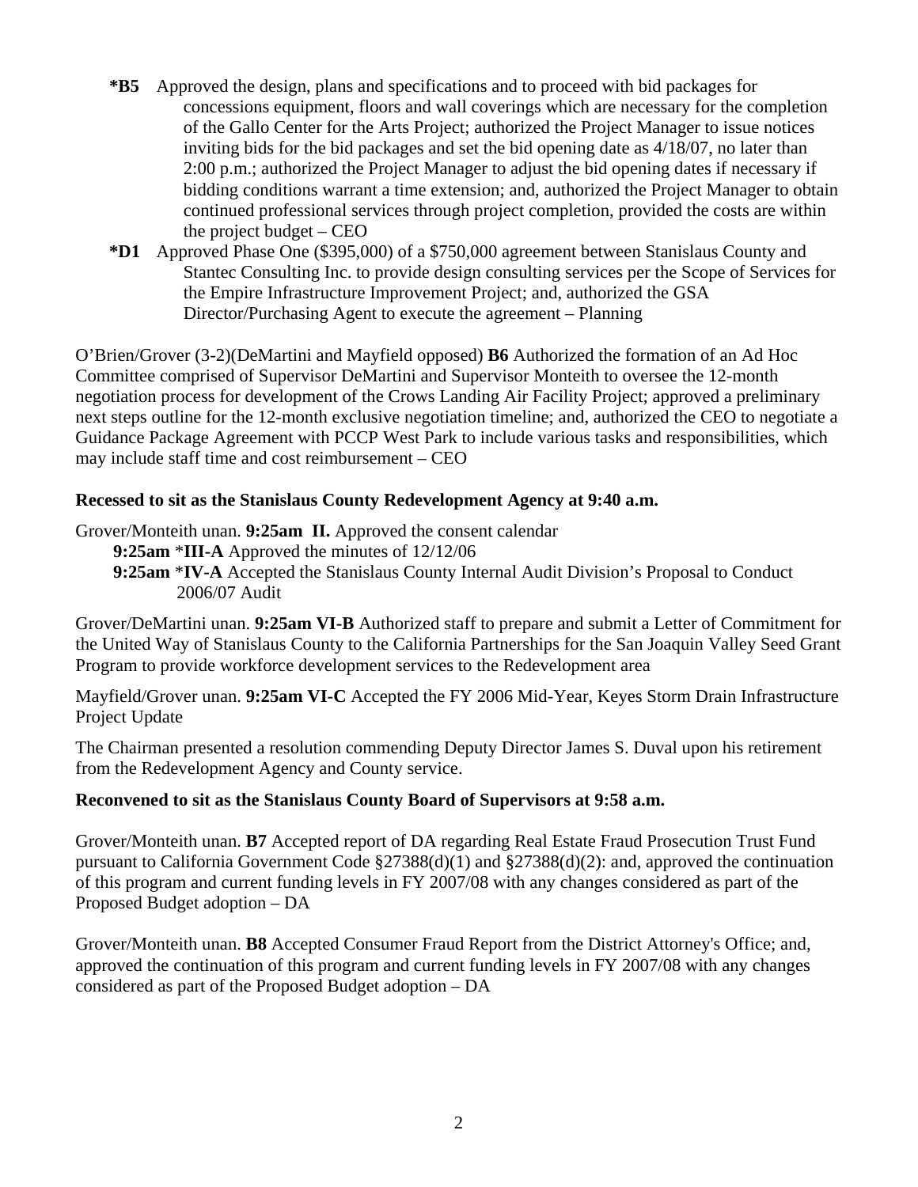**\*B5** Approved the design, plans and specifications and to proceed with bid packages for concessions equipment, floors and wall coverings which are necessary for the completion of the Gallo Center for the Arts Project; authorized the Project Manager to issue notices inviting bids for the bid packages and set the bid opening date as 4/18/07, no later than 2:00 p.m.; authorized the Project Manager to adjust the bid opening dates if necessary if bidding conditions warrant a time extension; and, authorized the Project Manager to obtain continued professional services through project completion, provided the costs are within the project budget – CEO

**\*D1** Approved Phase One ($395,000) of a $750,000 agreement between Stanislaus County and Stantec Consulting Inc. to provide design consulting services per the Scope of Services for the Empire Infrastructure Improvement Project; and, authorized the GSA Director/Purchasing Agent to execute the agreement – Planning

O'Brien/Grover (3-2)(DeMartini and Mayfield opposed) **B6** Authorized the formation of an Ad Hoc Committee comprised of Supervisor DeMartini and Supervisor Monteith to oversee the 12-month negotiation process for development of the Crows Landing Air Facility Project; approved a preliminary next steps outline for the 12-month exclusive negotiation timeline; and, authorized the CEO to negotiate a Guidance Package Agreement with PCCP West Park to include various tasks and responsibilities, which may include staff time and cost reimbursement – CEO

**Recessed to sit as the Stanislaus County Redevelopment Agency at 9:40 a.m.**

Grover/Monteith unan. **9:25am II.** Approved the consent calendar

**9:25am** \***III-A** Approved the minutes of 12/12/06

**9:25am** \***IV-A** Accepted the Stanislaus County Internal Audit Division's Proposal to Conduct 2006/07 Audit

Grover/DeMartini unan. **9:25am VI-B** Authorized staff to prepare and submit a Letter of Commitment for the United Way of Stanislaus County to the California Partnerships for the San Joaquin Valley Seed Grant Program to provide workforce development services to the Redevelopment area

Mayfield/Grover unan. **9:25am VI-C** Accepted the FY 2006 Mid-Year, Keyes Storm Drain Infrastructure Project Update

The Chairman presented a resolution commending Deputy Director James S. Duval upon his retirement from the Redevelopment Agency and County service.

**Reconvened to sit as the Stanislaus County Board of Supervisors at 9:58 a.m.**

Grover/Monteith unan. **B7** Accepted report of DA regarding Real Estate Fraud Prosecution Trust Fund pursuant to California Government Code §27388(d)(1) and §27388(d)(2): and, approved the continuation of this program and current funding levels in FY 2007/08 with any changes considered as part of the Proposed Budget adoption – DA

Grover/Monteith unan. **B8** Accepted Consumer Fraud Report from the District Attorney's Office; and, approved the continuation of this program and current funding levels in FY 2007/08 with any changes considered as part of the Proposed Budget adoption – DA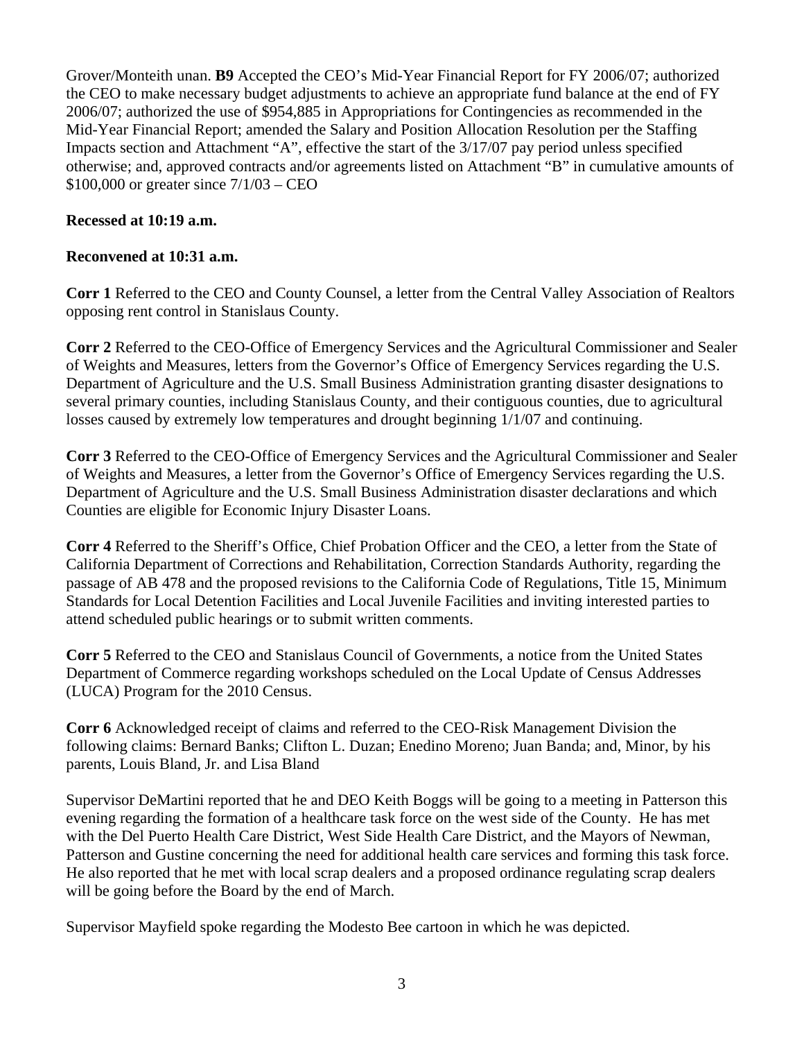Grover/Monteith unan. **B9** Accepted the CEO's Mid-Year Financial Report for FY 2006/07; authorized the CEO to make necessary budget adjustments to achieve an appropriate fund balance at the end of FY 2006/07; authorized the use of $954,885 in Appropriations for Contingencies as recommended in the Mid-Year Financial Report; amended the Salary and Position Allocation Resolution per the Staffing Impacts section and Attachment "A", effective the start of the 3/17/07 pay period unless specified otherwise; and, approved contracts and/or agreements listed on Attachment "B" in cumulative amounts of $100,000 or greater since 7/1/03 – CEO

**Recessed at 10:19 a.m.**

**Reconvened at 10:31 a.m.**

**Corr 1** Referred to the CEO and County Counsel, a letter from the Central Valley Association of Realtors opposing rent control in Stanislaus County.

**Corr 2** Referred to the CEO-Office of Emergency Services and the Agricultural Commissioner and Sealer of Weights and Measures, letters from the Governor's Office of Emergency Services regarding the U.S. Department of Agriculture and the U.S. Small Business Administration granting disaster designations to several primary counties, including Stanislaus County, and their contiguous counties, due to agricultural losses caused by extremely low temperatures and drought beginning 1/1/07 and continuing.

**Corr 3** Referred to the CEO-Office of Emergency Services and the Agricultural Commissioner and Sealer of Weights and Measures, a letter from the Governor's Office of Emergency Services regarding the U.S. Department of Agriculture and the U.S. Small Business Administration disaster declarations and which Counties are eligible for Economic Injury Disaster Loans.

**Corr 4** Referred to the Sheriff's Office, Chief Probation Officer and the CEO, a letter from the State of California Department of Corrections and Rehabilitation, Correction Standards Authority, regarding the passage of AB 478 and the proposed revisions to the California Code of Regulations, Title 15, Minimum Standards for Local Detention Facilities and Local Juvenile Facilities and inviting interested parties to attend scheduled public hearings or to submit written comments.

**Corr 5** Referred to the CEO and Stanislaus Council of Governments, a notice from the United States Department of Commerce regarding workshops scheduled on the Local Update of Census Addresses (LUCA) Program for the 2010 Census.

**Corr 6** Acknowledged receipt of claims and referred to the CEO-Risk Management Division the following claims: Bernard Banks; Clifton L. Duzan; Enedino Moreno; Juan Banda; and, Minor, by his parents, Louis Bland, Jr. and Lisa Bland

Supervisor DeMartini reported that he and DEO Keith Boggs will be going to a meeting in Patterson this evening regarding the formation of a healthcare task force on the west side of the County. He has met with the Del Puerto Health Care District, West Side Health Care District, and the Mayors of Newman, Patterson and Gustine concerning the need for additional health care services and forming this task force. He also reported that he met with local scrap dealers and a proposed ordinance regulating scrap dealers will be going before the Board by the end of March.

Supervisor Mayfield spoke regarding the Modesto Bee cartoon in which he was depicted.